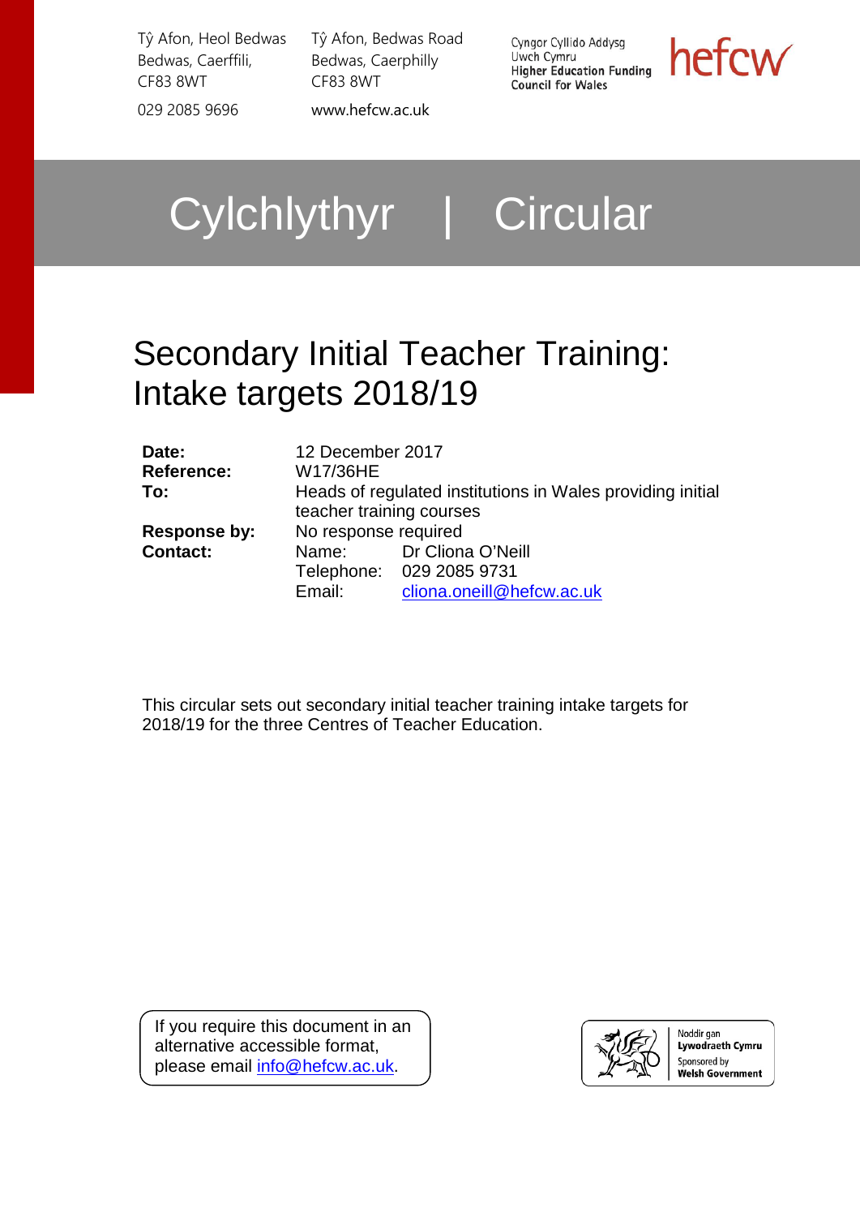Tŷ Afon, Heol Bedwas
Bedwas, Caerffili,
CF83 8WT

029 2085 9696

Tŷ Afon, Bedwas Road
Bedwas, Caerphilly
CF83 8WT

www.hefcw.ac.uk

Cyngor Cyllido Addysg Uwch Cymru
Higher Education Funding Council for Wales

hefcw

# Cylchlythyr | Circular

## Secondary Initial Teacher Training: Intake targets 2018/19

| | |
|---|---|
| **Date:** | 12 December 2017 |
| **Reference:** | W17/36HE |
| **To:** | Heads of regulated institutions in Wales providing initial teacher training courses |
| **Response by:** | No response required |
| **Contact:** | Name: Dr Cliona O'Neill<br>Telephone: 029 2085 9731<br>Email: cliona.oneill@hefcw.ac.uk |

This circular sets out secondary initial teacher training intake targets for 2018/19 for the three Centres of Teacher Education.

If you require this document in an alternative accessible format, please email info@hefcw.ac.uk.

Noddir gan Lywodraeth Cymru
Sponsored by Welsh Government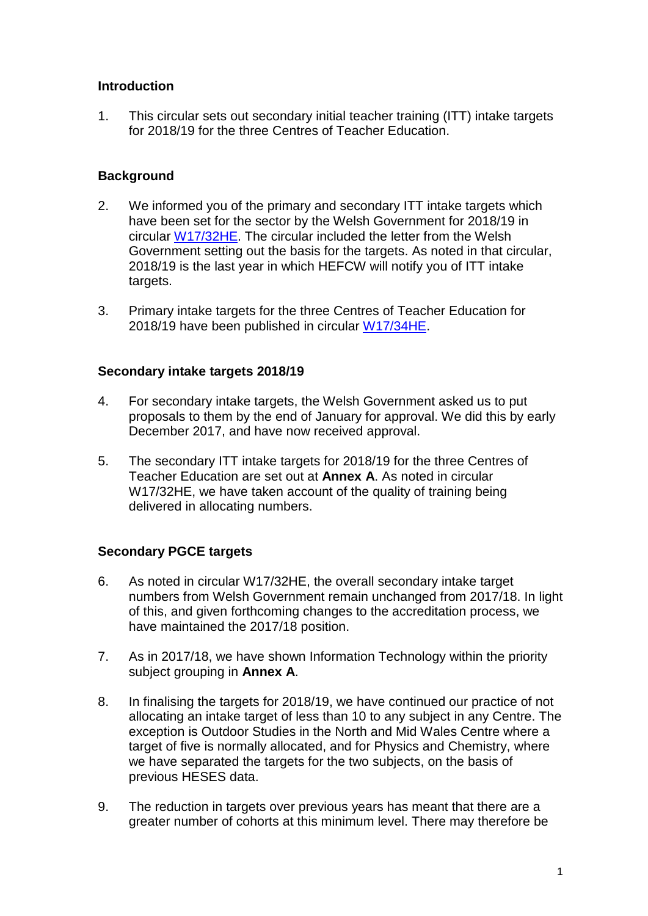## Introduction

1. This circular sets out secondary initial teacher training (ITT) intake targets for 2018/19 for the three Centres of Teacher Education.

## Background

2. We informed you of the primary and secondary ITT intake targets which have been set for the sector by the Welsh Government for 2018/19 in circular [W17/32HE](). The circular included the letter from the Welsh Government setting out the basis for the targets. As noted in that circular, 2018/19 is the last year in which HEFCW will notify you of ITT intake targets.

3. Primary intake targets for the three Centres of Teacher Education for 2018/19 have been published in circular [W17/34HE]().

## Secondary intake targets 2018/19

4. For secondary intake targets, the Welsh Government asked us to put proposals to them by the end of January for approval. We did this by early December 2017, and have now received approval.

5. The secondary ITT intake targets for 2018/19 for the three Centres of Teacher Education are set out at **Annex A**. As noted in circular W17/32HE, we have taken account of the quality of training being delivered in allocating numbers.

## Secondary PGCE targets

6. As noted in circular W17/32HE, the overall secondary intake target numbers from Welsh Government remain unchanged from 2017/18. In light of this, and given forthcoming changes to the accreditation process, we have maintained the 2017/18 position.

7. As in 2017/18, we have shown Information Technology within the priority subject grouping in **Annex A**.

8. In finalising the targets for 2018/19, we have continued our practice of not allocating an intake target of less than 10 to any subject in any Centre. The exception is Outdoor Studies in the North and Mid Wales Centre where a target of five is normally allocated, and for Physics and Chemistry, where we have separated the targets for the two subjects, on the basis of previous HESES data.

9. The reduction in targets over previous years has meant that there are a greater number of cohorts at this minimum level. There may therefore be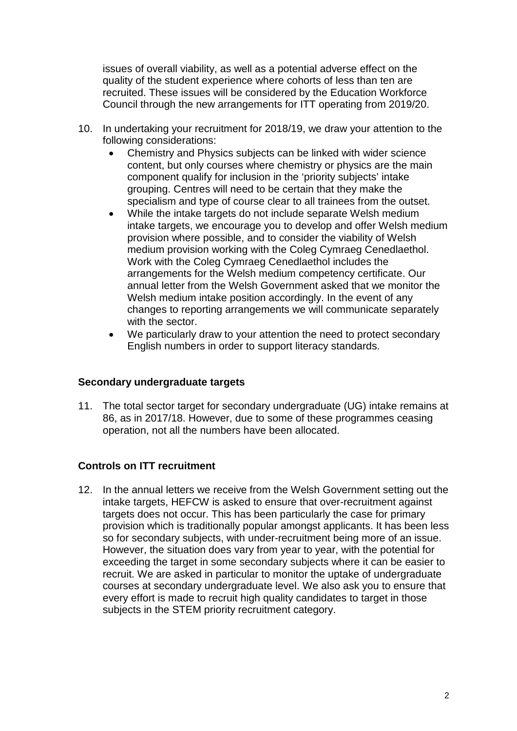issues of overall viability, as well as a potential adverse effect on the quality of the student experience where cohorts of less than ten are recruited. These issues will be considered by the Education Workforce Council through the new arrangements for ITT operating from 2019/20.

10. In undertaking your recruitment for 2018/19, we draw your attention to the following considerations:
    - Chemistry and Physics subjects can be linked with wider science content, but only courses where chemistry or physics are the main component qualify for inclusion in the 'priority subjects' intake grouping. Centres will need to be certain that they make the specialism and type of course clear to all trainees from the outset.
    - While the intake targets do not include separate Welsh medium intake targets, we encourage you to develop and offer Welsh medium provision where possible, and to consider the viability of Welsh medium provision working with the Coleg Cymraeg Cenedlaethol. Work with the Coleg Cymraeg Cenedlaethol includes the arrangements for the Welsh medium competency certificate. Our annual letter from the Welsh Government asked that we monitor the Welsh medium intake position accordingly. In the event of any changes to reporting arrangements we will communicate separately with the sector.
    - We particularly draw to your attention the need to protect secondary English numbers in order to support literacy standards.

## Secondary undergraduate targets

11. The total sector target for secondary undergraduate (UG) intake remains at 86, as in 2017/18. However, due to some of these programmes ceasing operation, not all the numbers have been allocated.

## Controls on ITT recruitment

12. In the annual letters we receive from the Welsh Government setting out the intake targets, HEFCW is asked to ensure that over-recruitment against targets does not occur. This has been particularly the case for primary provision which is traditionally popular amongst applicants. It has been less so for secondary subjects, with under-recruitment being more of an issue. However, the situation does vary from year to year, with the potential for exceeding the target in some secondary subjects where it can be easier to recruit. We are asked in particular to monitor the uptake of undergraduate courses at secondary undergraduate level. We also ask you to ensure that every effort is made to recruit high quality candidates to target in those subjects in the STEM priority recruitment category.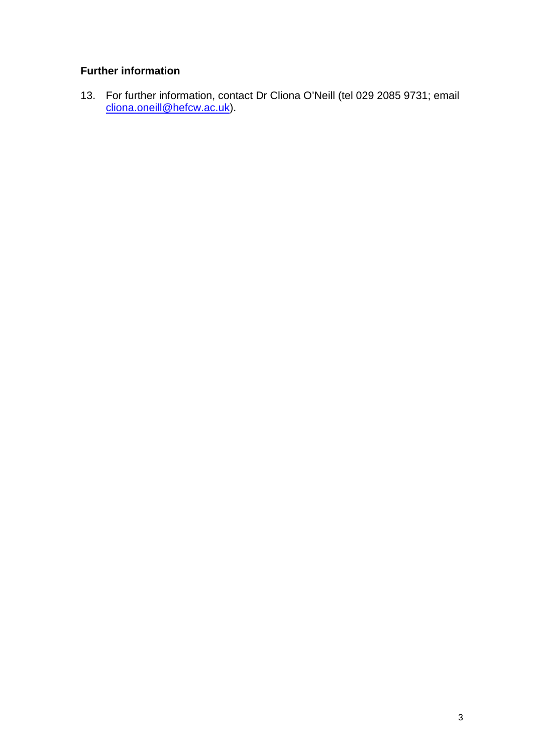## Further information

13. For further information, contact Dr Cliona O'Neill (tel 029 2085 9731; email cliona.oneill@hefcw.ac.uk).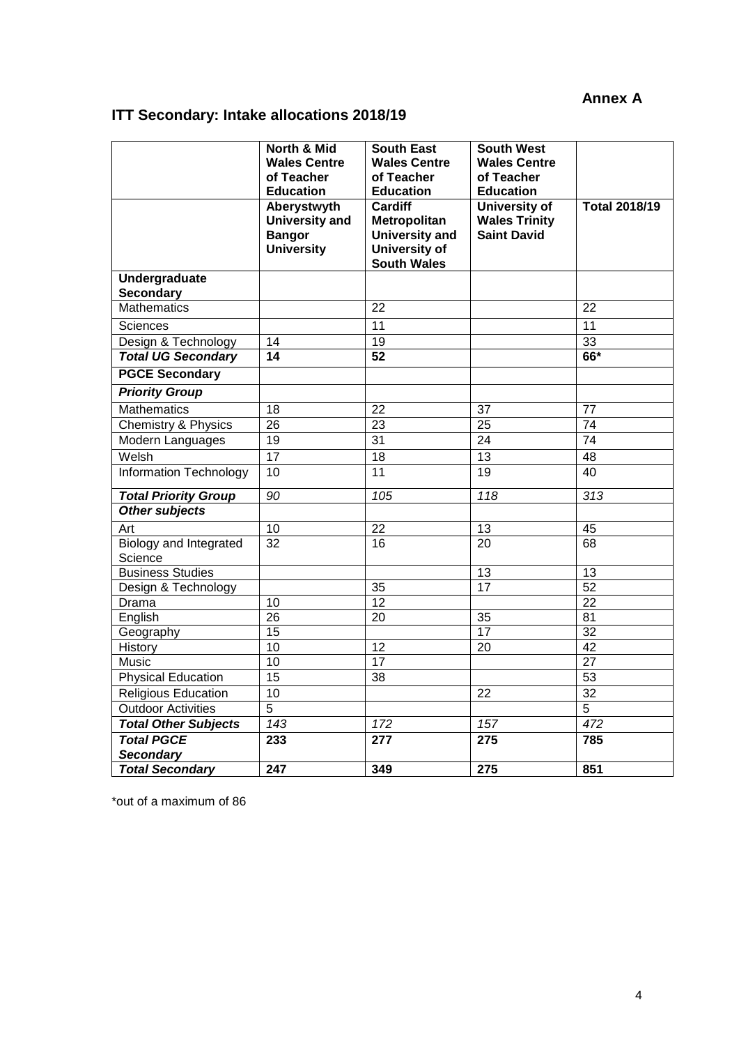**Annex A**

## ITT Secondary: Intake allocations 2018/19

| | **North & Mid Wales Centre of Teacher Education** | **South East Wales Centre of Teacher Education** | **South West Wales Centre of Teacher Education** | |
|---|---|---|---|---|
| | **Aberystwyth University and Bangor University** | **Cardiff Metropolitan University and University of South Wales** | **University of Wales Trinity Saint David** | **Total 2018/19** |
| **Undergraduate Secondary** | | | | |
| Mathematics | | 22 | | 22 |
| Sciences | | 11 | | 11 |
| Design & Technology | 14 | 19 | | 33 |
| ***Total UG Secondary*** | **14** | **52** | | **66*** |
| **PGCE Secondary** | | | | |
| ***Priority Group*** | | | | |
| Mathematics | 18 | 22 | 37 | 77 |
| Chemistry & Physics | 26 | 23 | 25 | 74 |
| Modern Languages | 19 | 31 | 24 | 74 |
| Welsh | 17 | 18 | 13 | 48 |
| Information Technology | 10 | 11 | 19 | 40 |
| ***Total Priority Group*** | *90* | *105* | *118* | *313* |
| ***Other subjects*** | | | | |
| Art | 10 | 22 | 13 | 45 |
| Biology and Integrated Science | 32 | 16 | 20 | 68 |
| Business Studies | | | 13 | 13 |
| Design & Technology | | 35 | 17 | 52 |
| Drama | 10 | 12 | | 22 |
| English | 26 | 20 | 35 | 81 |
| Geography | 15 | | 17 | 32 |
| History | 10 | 12 | 20 | 42 |
| Music | 10 | 17 | | 27 |
| Physical Education | 15 | 38 | | 53 |
| Religious Education | 10 | | 22 | 32 |
| Outdoor Activities | 5 | | | 5 |
| ***Total Other Subjects*** | *143* | *172* | *157* | *472* |
| ***Total PGCE Secondary*** | **233** | **277** | **275** | **785** |
| ***Total Secondary*** | **247** | **349** | **275** | **851** |

*out of a maximum of 86